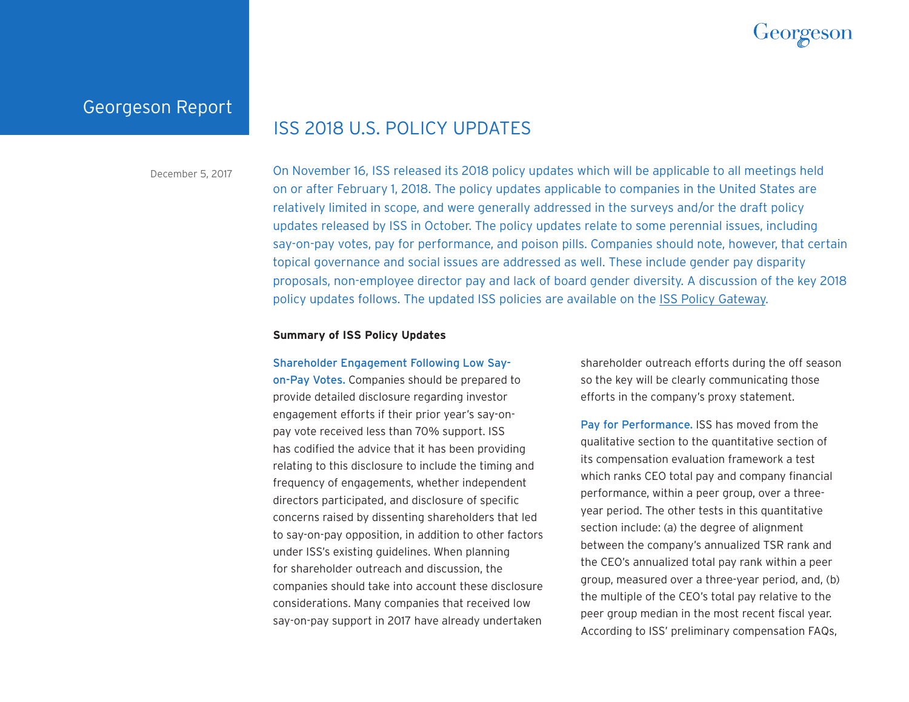Georgeson Report

# ISS 2018 U.S. POLICY UPDATES

December 5, 2017

On November 16, ISS released its 2018 policy updates which will be applicable to all meetings held on or after February 1, 2018. The policy updates applicable to companies in the United States are relatively limited in scope, and were generally addressed in the surveys and/or the draft policy updates released by ISS in October. The policy updates relate to some perennial issues, including say-on-pay votes, pay for performance, and poison pills. Companies should note, however, that certain topical governance and social issues are addressed as well. These include gender pay disparity proposals, non-employee director pay and lack of board gender diversity. A discussion of the key 2018 policy updates follows. The updated ISS policies are available on the [ISS Policy Gateway](ISS Policy Gateway).

**Summary of ISS Policy Updates**

Shareholder Engagement Following Low Say-on-Pay Votes. Companies should be prepared to provide detailed disclosure regarding investor engagement efforts if their prior year's say-on-pay vote received less than 70% support. ISS has codified the advice that it has been providing relating to this disclosure to include the timing and frequency of engagements, whether independent directors participated, and disclosure of specific concerns raised by dissenting shareholders that led to say-on-pay opposition, in addition to other factors under ISS's existing guidelines. When planning for shareholder outreach and discussion, the companies should take into account these disclosure considerations. Many companies that received low say-on-pay support in 2017 have already undertaken shareholder outreach efforts during the off season so the key will be clearly communicating those efforts in the company's proxy statement.

Pay for Performance. ISS has moved from the qualitative section to the quantitative section of its compensation evaluation framework a test which ranks CEO total pay and company financial performance, within a peer group, over a three-year period. The other tests in this quantitative section include: (a) the degree of alignment between the company's annualized TSR rank and the CEO's annualized total pay rank within a peer group, measured over a three-year period, and, (b) the multiple of the CEO's total pay relative to the peer group median in the most recent fiscal year. According to ISS' preliminary compensation FAQs,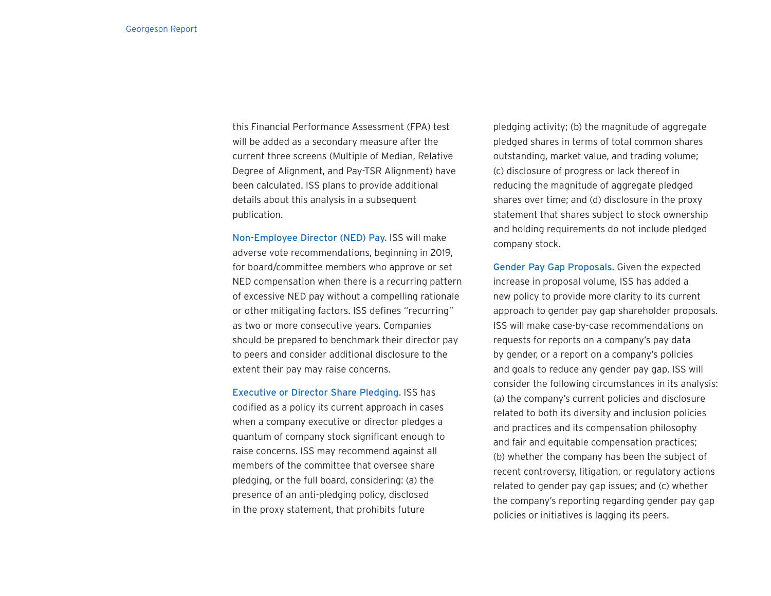this Financial Performance Assessment (FPA) test will be added as a secondary measure after the current three screens (Multiple of Median, Relative Degree of Alignment, and Pay-TSR Alignment) have been calculated. ISS plans to provide additional details about this analysis in a subsequent publication.

**Non-Employee Director (NED) Pay.** ISS will make adverse vote recommendations, beginning in 2019, for board/committee members who approve or set NED compensation when there is a recurring pattern of excessive NED pay without a compelling rationale or other mitigating factors. ISS defines "recurring" as two or more consecutive years. Companies should be prepared to benchmark their director pay to peers and consider additional disclosure to the extent their pay may raise concerns.

**Executive or Director Share Pledging.** ISS has codified as a policy its current approach in cases when a company executive or director pledges a quantum of company stock significant enough to raise concerns. ISS may recommend against all members of the committee that oversee share pledging, or the full board, considering: (a) the presence of an anti-pledging policy, disclosed in the proxy statement, that prohibits future pledging activity; (b) the magnitude of aggregate pledged shares in terms of total common shares outstanding, market value, and trading volume; (c) disclosure of progress or lack thereof in reducing the magnitude of aggregate pledged shares over time; and (d) disclosure in the proxy statement that shares subject to stock ownership and holding requirements do not include pledged company stock.

**Gender Pay Gap Proposals.** Given the expected increase in proposal volume, ISS has added a new policy to provide more clarity to its current approach to gender pay gap shareholder proposals. ISS will make case-by-case recommendations on requests for reports on a company's pay data by gender, or a report on a company's policies and goals to reduce any gender pay gap. ISS will consider the following circumstances in its analysis: (a) the company's current policies and disclosure related to both its diversity and inclusion policies and practices and its compensation philosophy and fair and equitable compensation practices; (b) whether the company has been the subject of recent controversy, litigation, or regulatory actions related to gender pay gap issues; and (c) whether the company's reporting regarding gender pay gap policies or initiatives is lagging its peers.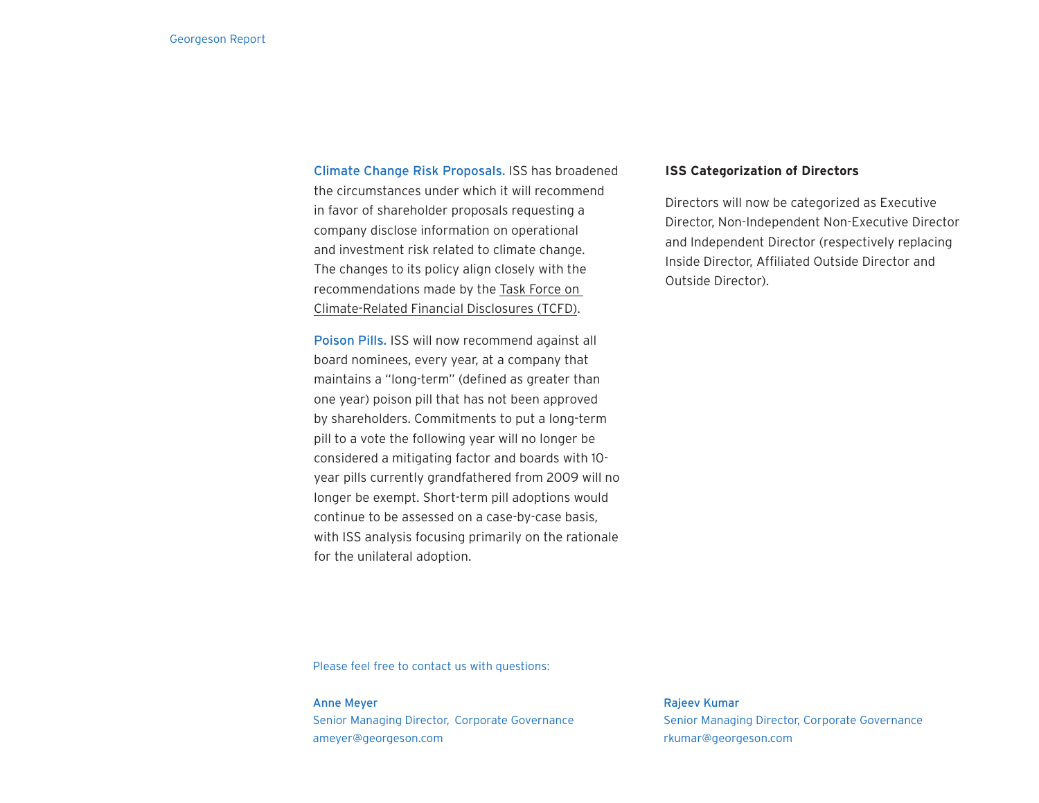**Climate Change Risk Proposals.** ISS has broadened the circumstances under which it will recommend in favor of shareholder proposals requesting a company disclose information on operational and investment risk related to climate change. The changes to its policy align closely with the recommendations made by the Task Force on Climate-Related Financial Disclosures (TCFD).

**Poison Pills.** ISS will now recommend against all board nominees, every year, at a company that maintains a "long-term" (defined as greater than one year) poison pill that has not been approved by shareholders. Commitments to put a long-term pill to a vote the following year will no longer be considered a mitigating factor and boards with 10-year pills currently grandfathered from 2009 will no longer be exempt. Short-term pill adoptions would continue to be assessed on a case-by-case basis, with ISS analysis focusing primarily on the rationale for the unilateral adoption.

**ISS Categorization of Directors**

Directors will now be categorized as Executive Director, Non-Independent Non-Executive Director and Independent Director (respectively replacing Inside Director, Affiliated Outside Director and Outside Director).

Please feel free to contact us with questions:

**Anne Meyer**
Senior Managing Director, Corporate Governance
ameyer@georgeson.com

**Rajeev Kumar**
Senior Managing Director, Corporate Governance
rkumar@georgeson.com